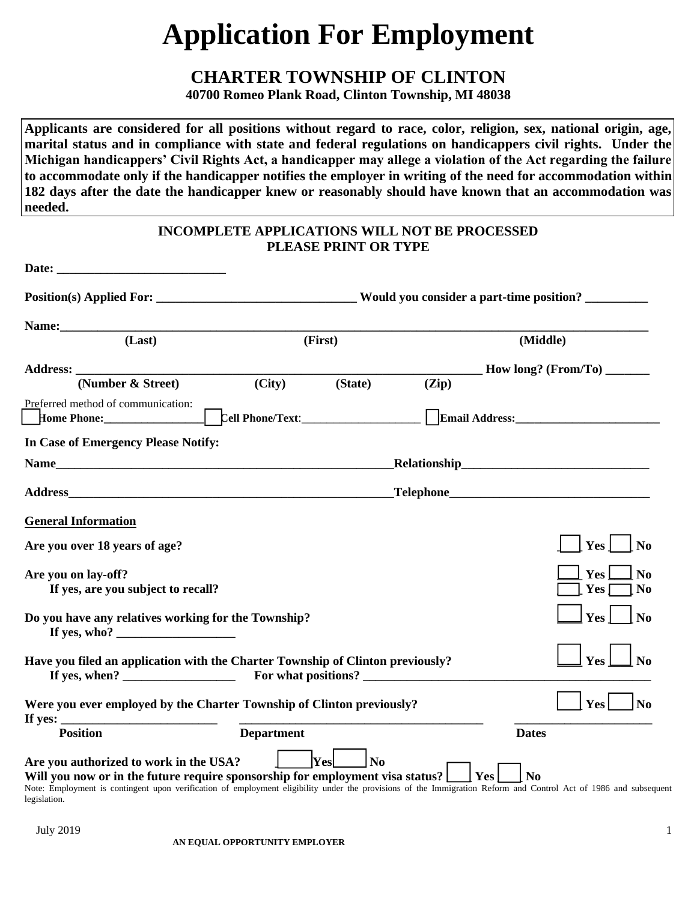# Application For Employment

## CHARTER TOWNSHIP OF CLINTON

**40700 Romeo Plank Road, Clinton Township, MI 48038**

**Applicants are considered for all positions without regard to race, color, religion, sex, national origin, age, marital status and in compliance with state and federal regulations on handicappers civil rights. Under the Michigan handicappers' Civil Rights Act, a handicapper may allege a violation of the Act regarding the failure to accommodate only if the handicapper notifies the employer in writing of the need for accommodation within 182 days after the date the handicapper knew or reasonably should have known that an accommodation was needed.**

**INCOMPLETE APPLICATIONS WILL NOT BE PROCESSED**
**PLEASE PRINT OR TYPE**

**Date:** ___________________________

**Position(s) Applied For:** _______________________________ **Would you consider a part-time position?** __________

**Name:**_______________________________________________________________________________
**(Last)** **(First)** **(Middle)**

**Address:** _______________________________________________________________ **How long? (From/To)** _______
**(Number & Street)** **(City)** **(State)** **(Zip)**

Preferred method of communication:
☐ **Home Phone:**_________________ ☐ **Cell Phone/Text**:_____________________ ☐ **Email Address:**________________________

**In Case of Emergency Please Notify:**

**Name**_______________________________________________________**Relationship**_____________________________

**Address**_____________________________________________________**Telephone**_______________________________

**General Information**

**Are you over 18 years of age?** ☐ **Yes** ☐ **No**

**Are you on lay-off?** ☐ **Yes** ☐ **No**
**If yes, are you subject to recall?** ☐ **Yes** ☐ **No**

**Do you have any relatives working for the Township?** ☐ **Yes** ☐ **No**
**If yes, who?** ___________________

**Have you filed an application with the Charter Township of Clinton previously?** ☐ **Yes** ☐ **No**
**If yes, when?** _________________ **For what positions?** ______________________________________________

**Were you ever employed by the Charter Township of Clinton previously?** ☐ **Yes** ☐ **No**
**If yes:** _________________________ ________________________________________ ______________________
**Position** **Department** **Dates**

**Are you authorized to work in the USA?** ☐ **Yes** ☐ **No**
**Will you now or in the future require sponsorship for employment visa status?** ☐ **Yes** ☐ **No**

Note: Employment is contingent upon verification of employment eligibility under the provisions of the Immigration Reform and Control Act of 1986 and subsequent legislation.

July 2019

**AN EQUAL OPPORTUNITY EMPLOYER**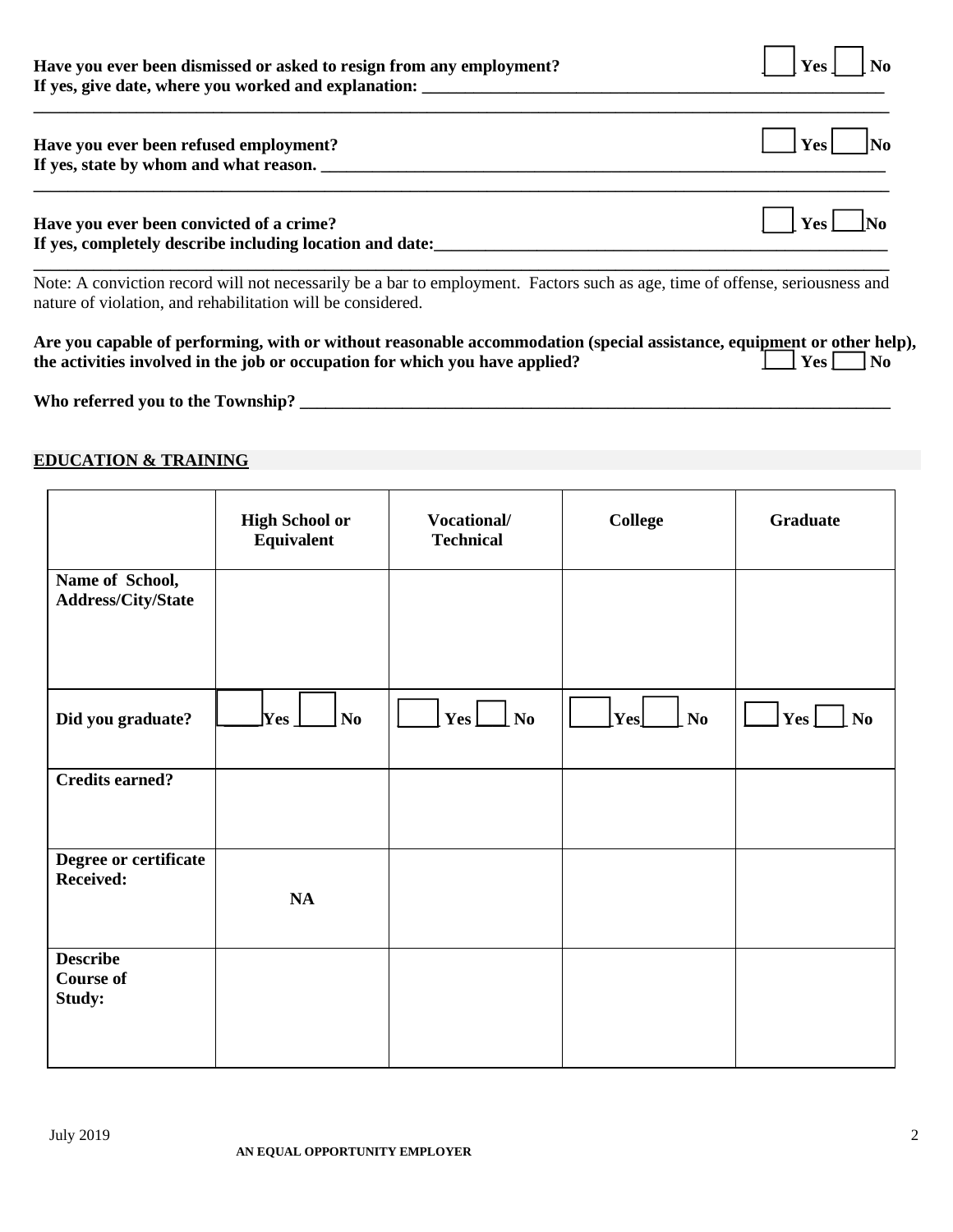**Have you ever been dismissed or asked to resign from any employment?** ☐ **Yes** ☐ **No**
**If yes, give date, where you worked and explanation:** ___________________________________________________________
_____________________________________________________________________________________________

**Have you ever been refused employment?** ☐ **Yes** ☐ **No**
**If yes, state by whom and what reason.** ____________________________________________________________________
_____________________________________________________________________________________________

**Have you ever been convicted of a crime?** ☐ **Yes** ☐ **No**
**If yes, completely describe including location and date:**________________________________________________________
_____________________________________________________________________________________________

Note: A conviction record will not necessarily be a bar to employment. Factors such as age, time of offense, seriousness and nature of violation, and rehabilitation will be considered.

**Are you capable of performing, with or without reasonable accommodation (special assistance, equipment or other help), the activities involved in the job or occupation for which you have applied?** ☐ **Yes** ☐ **No**

**Who referred you to the Township?** ___________________________________________________________________

## EDUCATION & TRAINING

| | High School or Equivalent | Vocational/ Technical | College | Graduate |
|---|---|---|---|---|
| **Name of School, Address/City/State** | | | | |
| **Did you graduate?** | ☐ Yes ☐ No | ☐ Yes ☐ No | ☐ Yes ☐ No | ☐ Yes ☐ No |
| **Credits earned?** | | | | |
| **Degree or certificate Received:** | **NA** | | | |
| **Describe Course of Study:** | | | | |

July 2019

**AN EQUAL OPPORTUNITY EMPLOYER**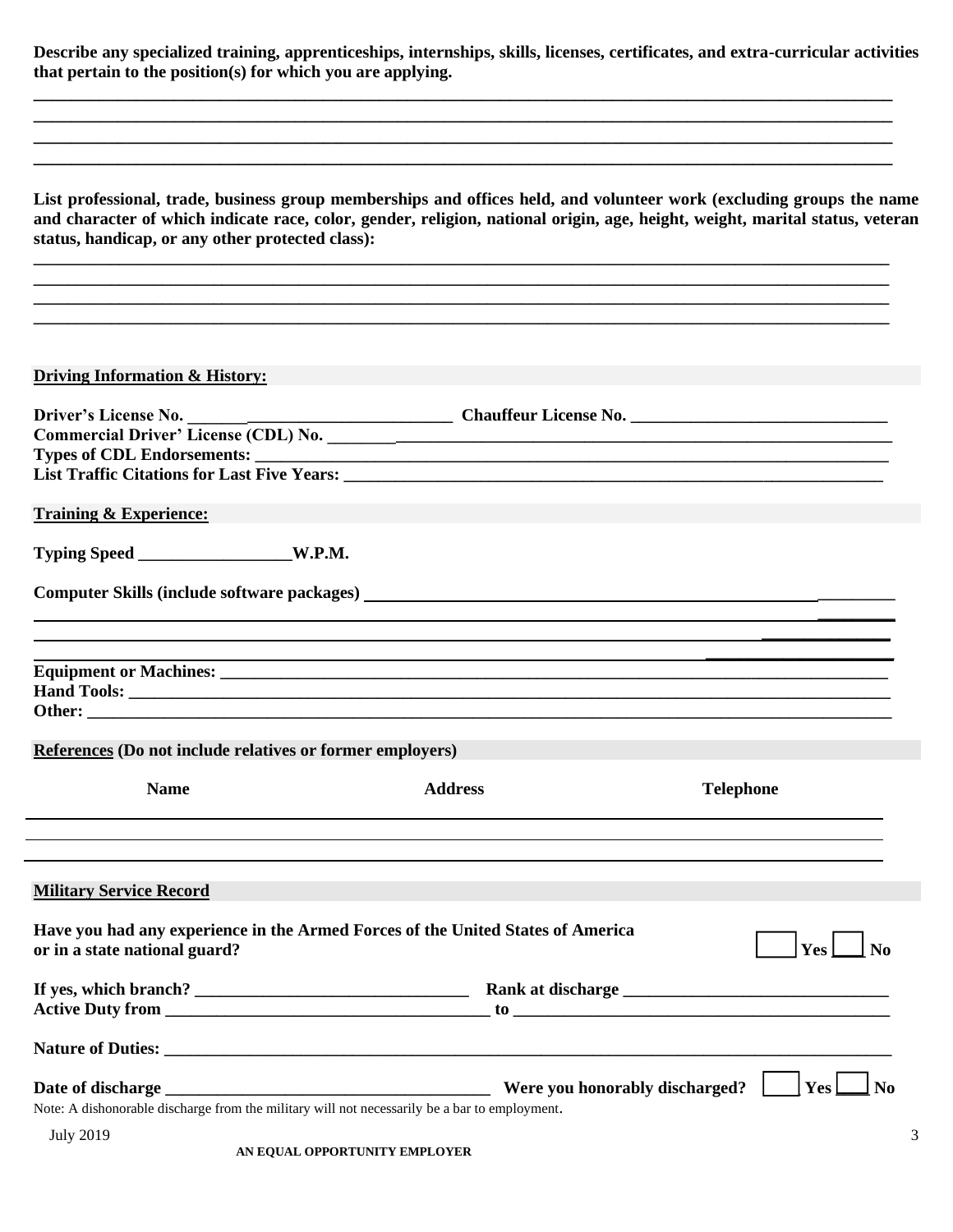**Describe any specialized training, apprenticeships, internships, skills, licenses, certificates, and extra-curricular activities that pertain to the position(s) for which you are applying.**

________________________________________________________________________________________________
________________________________________________________________________________________________
________________________________________________________________________________________________
________________________________________________________________________________________________

**List professional, trade, business group memberships and offices held, and volunteer work (excluding groups the name and character of which indicate race, color, gender, religion, national origin, age, height, weight, marital status, veteran status, handicap, or any other protected class):**

________________________________________________________________________________________________
________________________________________________________________________________________________
________________________________________________________________________________________________
________________________________________________________________________________________________

## Driving Information & History:

**Driver's License No.** ________________________________ **Chauffeur License No.** ______________________________

**Commercial Driver' License (CDL) No.** ____________________________________________________________________

**Types of CDL Endorsements:** _____________________________________________________________________________

**List Traffic Citations for Last Five Years:** ___________________________________________________________________

## Training & Experience:

**Typing Speed** _________________**W.P.M.**

**Computer Skills (include software packages)** ____________________________________________________________

________________________________________________________________________________________________
________________________________________________________________________________________________
________________________________________________________________________________________________

**Equipment or Machines:** _________________________________________________________________________________

**Hand Tools:** __________________________________________________________________________________________

**Other:** _______________________________________________________________________________________________

## References (Do not include relatives or former employers)

| Name | Address | Telephone |
|---|---|---|
| | | |
| | | |
| | | |

## Military Service Record

**Have you had any experience in the Armed Forces of the United States of America or in a state national guard?** ☐ **Yes** ☐ **No**

**If yes, which branch?** _______________________________ **Rank at discharge** _______________________________

**Active Duty from** ______________________________________ **to** _____________________________________________

**Nature of Duties:** ______________________________________________________________________________________

**Date of discharge** ______________________________________ **Were you honorably discharged?** ☐ **Yes** ☐ **No**

Note: A dishonorable discharge from the military will not necessarily be a bar to employment.

July 2019

**AN EQUAL OPPORTUNITY EMPLOYER**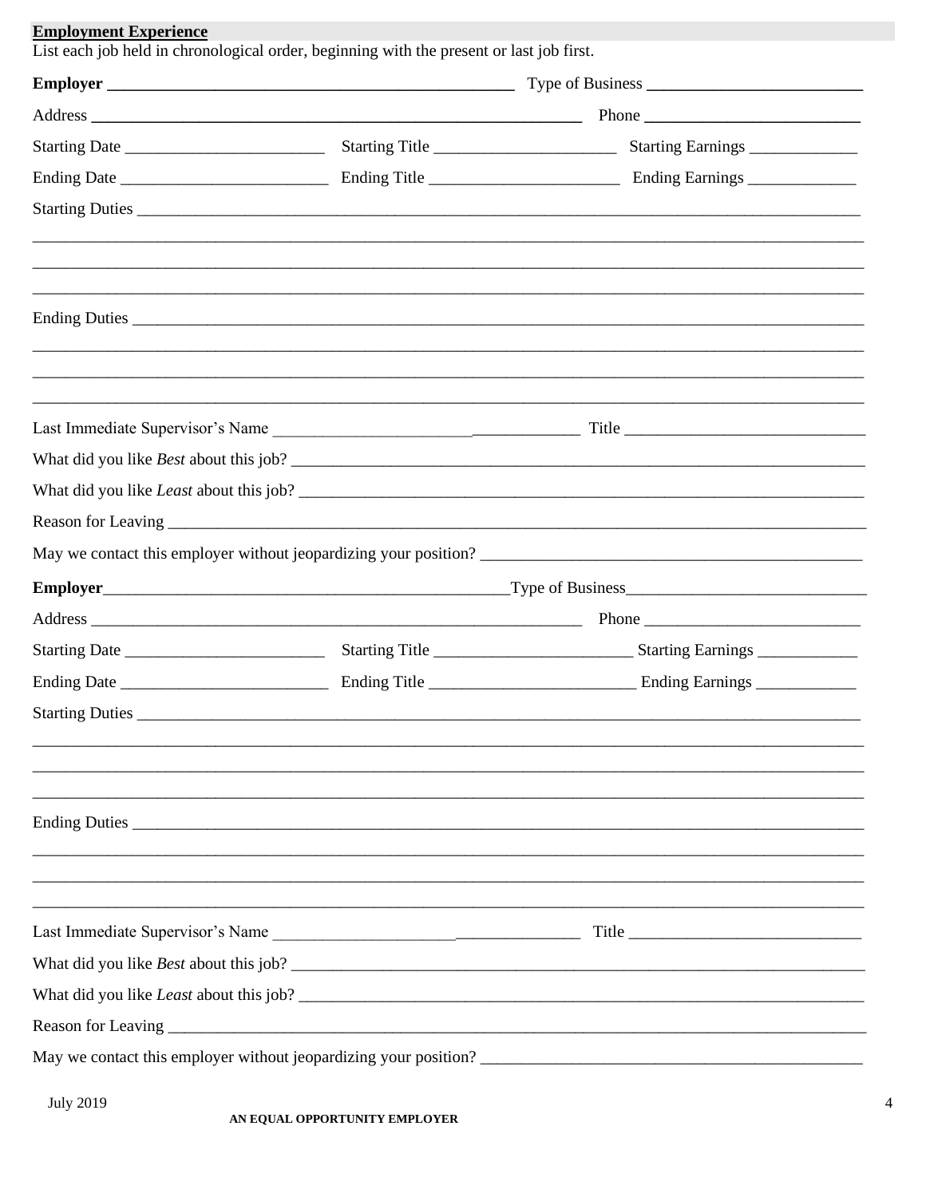## Employment Experience

List each job held in chronological order, beginning with the present or last job first.

**Employer** ______________________________ Type of Business ______________________

Address ______________________________________ Phone ______________________

Starting Date ____________________ Starting Title ____________________ Starting Earnings ____________

Ending Date ____________________ Ending Title ____________________ Ending Earnings ____________

Starting Duties ______________________________________________________________

______________________________________________________________________________

______________________________________________________________________________

______________________________________________________________________________

Ending Duties ________________________________________________________________

______________________________________________________________________________

______________________________________________________________________________

______________________________________________________________________________

Last Immediate Supervisor's Name ______________________________ Title ______________________

What did you like *Best* about this job? ______________________________________________

What did you like *Least* about this job? _____________________________________________

Reason for Leaving __________________________________________________________

May we contact this employer without jeopardizing your position? ______________________

**Employer** ______________________________ Type of Business ______________________

Address ______________________________________ Phone ______________________

Starting Date ____________________ Starting Title ____________________ Starting Earnings ____________

Ending Date ____________________ Ending Title ____________________ Ending Earnings ____________

Starting Duties ______________________________________________________________

______________________________________________________________________________

______________________________________________________________________________

______________________________________________________________________________

Ending Duties ________________________________________________________________

______________________________________________________________________________

______________________________________________________________________________

______________________________________________________________________________

Last Immediate Supervisor's Name ______________________________ Title ______________________

What did you like *Best* about this job? ______________________________________________

What did you like *Least* about this job? _____________________________________________

Reason for Leaving __________________________________________________________

May we contact this employer without jeopardizing your position? ______________________

July 2019

**AN EQUAL OPPORTUNITY EMPLOYER**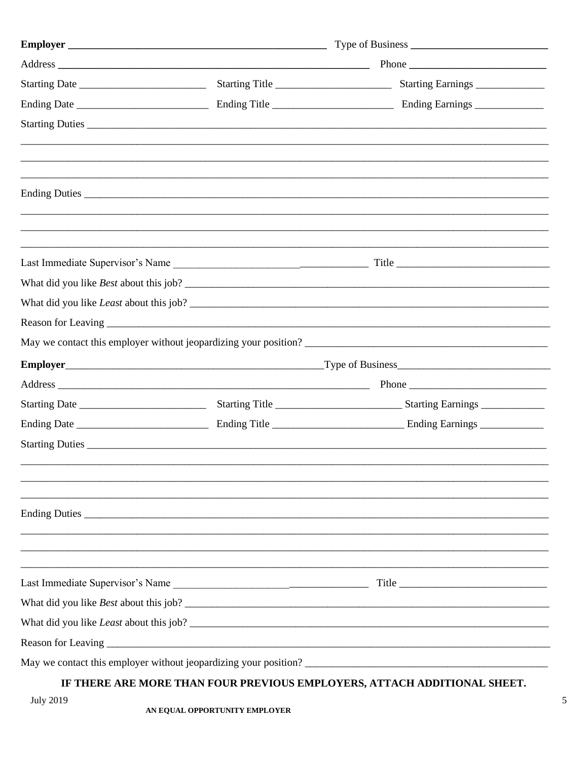**Employer** ______________________________ Type of Business ______________________

Address ______________________________________ Phone ______________________

Starting Date ____________________ Starting Title ____________________ Starting Earnings ____________

Ending Date ____________________ Ending Title ____________________ Ending Earnings ____________

Starting Duties ____________________________________________________________

____________________________________________________________

____________________________________________________________

____________________________________________________________

Ending Duties ____________________________________________________________

____________________________________________________________

____________________________________________________________

____________________________________________________________

Last Immediate Supervisor's Name ________________________ Title ____________________

What did you like *Best* about this job? ____________________________________________

What did you like *Least* about this job? ____________________________________________

Reason for Leaving ____________________________________________________________

May we contact this employer without jeopardizing your position? ____________________________

**Employer** ______________________________ Type of Business ______________________

Address ______________________________________ Phone ______________________

Starting Date ____________________ Starting Title ____________________ Starting Earnings ____________

Ending Date ____________________ Ending Title ____________________ Ending Earnings ____________

Starting Duties ____________________________________________________________

____________________________________________________________

____________________________________________________________

____________________________________________________________

Ending Duties ____________________________________________________________

____________________________________________________________

____________________________________________________________

____________________________________________________________

Last Immediate Supervisor's Name ________________________ Title ____________________

What did you like *Best* about this job? ____________________________________________

What did you like *Least* about this job? ____________________________________________

Reason for Leaving ____________________________________________________________

May we contact this employer without jeopardizing your position? ____________________________

**IF THERE ARE MORE THAN FOUR PREVIOUS EMPLOYERS, ATTACH ADDITIONAL SHEET.**

July 2019

**AN EQUAL OPPORTUNITY EMPLOYER**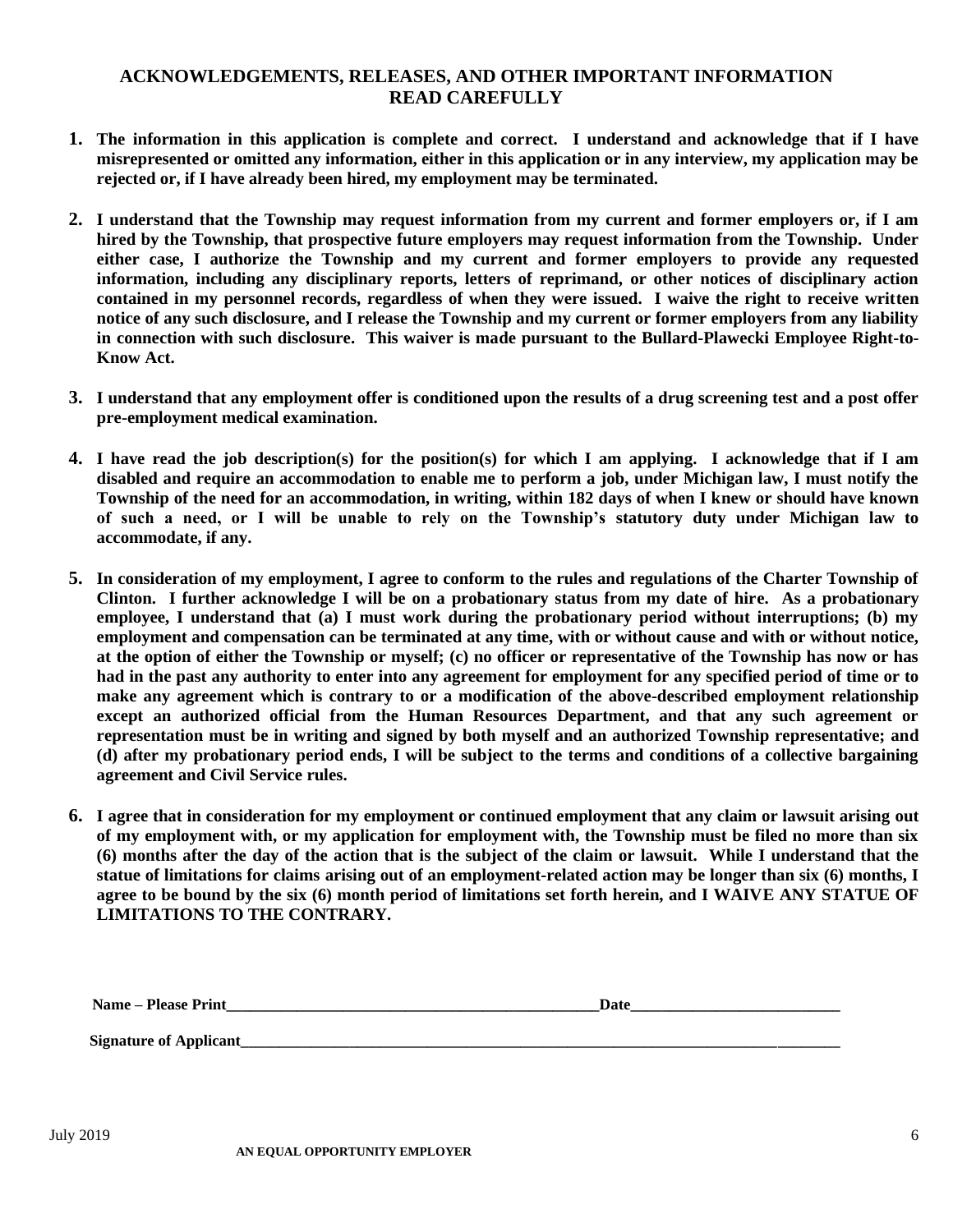## ACKNOWLEDGEMENTS, RELEASES, AND OTHER IMPORTANT INFORMATION
## READ CAREFULLY

1. **The information in this application is complete and correct. I understand and acknowledge that if I have misrepresented or omitted any information, either in this application or in any interview, my application may be rejected or, if I have already been hired, my employment may be terminated.**

2. **I understand that the Township may request information from my current and former employers or, if I am hired by the Township, that prospective future employers may request information from the Township. Under either case, I authorize the Township and my current and former employers to provide any requested information, including any disciplinary reports, letters of reprimand, or other notices of disciplinary action contained in my personnel records, regardless of when they were issued. I waive the right to receive written notice of any such disclosure, and I release the Township and my current or former employers from any liability in connection with such disclosure. This waiver is made pursuant to the Bullard-Plawecki Employee Right-to-Know Act.**

3. **I understand that any employment offer is conditioned upon the results of a drug screening test and a post offer pre-employment medical examination.**

4. **I have read the job description(s) for the position(s) for which I am applying. I acknowledge that if I am disabled and require an accommodation to enable me to perform a job, under Michigan law, I must notify the Township of the need for an accommodation, in writing, within 182 days of when I knew or should have known of such a need, or I will be unable to rely on the Township's statutory duty under Michigan law to accommodate, if any.**

5. **In consideration of my employment, I agree to conform to the rules and regulations of the Charter Township of Clinton. I further acknowledge I will be on a probationary status from my date of hire. As a probationary employee, I understand that (a) I must work during the probationary period without interruptions; (b) my employment and compensation can be terminated at any time, with or without cause and with or without notice, at the option of either the Township or myself; (c) no officer or representative of the Township has now or has had in the past any authority to enter into any agreement for employment for any specified period of time or to make any agreement which is contrary to or a modification of the above-described employment relationship except an authorized official from the Human Resources Department, and that any such agreement or representation must be in writing and signed by both myself and an authorized Township representative; and (d) after my probationary period ends, I will be subject to the terms and conditions of a collective bargaining agreement and Civil Service rules.**

6. **I agree that in consideration for my employment or continued employment that any claim or lawsuit arising out of my employment with, or my application for employment with, the Township must be filed no more than six (6) months after the day of the action that is the subject of the claim or lawsuit. While I understand that the statue of limitations for claims arising out of an employment-related action may be longer than six (6) months, I agree to be bound by the six (6) month period of limitations set forth herein, and I WAIVE ANY STATUE OF LIMITATIONS TO THE CONTRARY.**

**Name – Please Print**\_\_\_\_\_\_\_\_\_\_\_\_\_\_\_\_\_\_\_\_\_\_\_\_\_\_\_\_\_\_\_\_\_\_\_\_\_\_\_\_\_\_\_\_\_\_\_\_ **Date**\_\_\_\_\_\_\_\_\_\_\_\_\_\_\_\_\_\_\_\_\_\_\_\_\_\_\_\_

**Signature of Applicant**\_\_\_\_\_\_\_\_\_\_\_\_\_\_\_\_\_\_\_\_\_\_\_\_\_\_\_\_\_\_\_\_\_\_\_\_\_\_\_\_\_\_\_\_\_\_\_\_\_\_\_\_\_\_\_\_\_\_\_\_\_\_\_\_\_\_\_\_\_\_\_\_\_\_\_\_\_\_\_\_\_\_

July 2019

**AN EQUAL OPPORTUNITY EMPLOYER**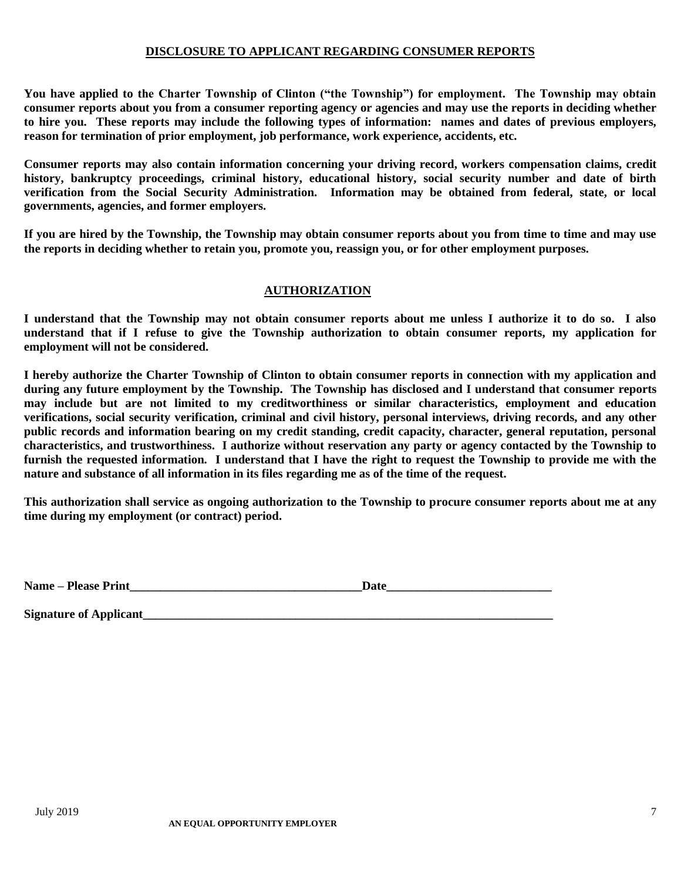## DISCLOSURE TO APPLICANT REGARDING CONSUMER REPORTS

**You have applied to the Charter Township of Clinton ("the Township") for employment. The Township may obtain consumer reports about you from a consumer reporting agency or agencies and may use the reports in deciding whether to hire you. These reports may include the following types of information: names and dates of previous employers, reason for termination of prior employment, job performance, work experience, accidents, etc.**

**Consumer reports may also contain information concerning your driving record, workers compensation claims, credit history, bankruptcy proceedings, criminal history, educational history, social security number and date of birth verification from the Social Security Administration. Information may be obtained from federal, state, or local governments, agencies, and former employers.**

**If you are hired by the Township, the Township may obtain consumer reports about you from time to time and may use the reports in deciding whether to retain you, promote you, reassign you, or for other employment purposes.**

## AUTHORIZATION

**I understand that the Township may not obtain consumer reports about me unless I authorize it to do so. I also understand that if I refuse to give the Township authorization to obtain consumer reports, my application for employment will not be considered.**

**I hereby authorize the Charter Township of Clinton to obtain consumer reports in connection with my application and during any future employment by the Township. The Township has disclosed and I understand that consumer reports may include but are not limited to my creditworthiness or similar characteristics, employment and education verifications, social security verification, criminal and civil history, personal interviews, driving records, and any other public records and information bearing on my credit standing, credit capacity, character, general reputation, personal characteristics, and trustworthiness. I authorize without reservation any party or agency contacted by the Township to furnish the requested information. I understand that I have the right to request the Township to provide me with the nature and substance of all information in its files regarding me as of the time of the request.**

**This authorization shall service as ongoing authorization to the Township to procure consumer reports about me at any time during my employment (or contract) period.**

**Name – Please Print**\_\_\_\_\_\_\_\_\_\_\_\_\_\_\_\_\_\_\_\_\_\_\_\_\_\_\_\_\_\_\_\_\_\_\_\_\_\_ **Date**\_\_\_\_\_\_\_\_\_\_\_\_\_\_\_\_\_\_\_\_\_\_\_\_\_\_\_

**Signature of Applicant**\_\_\_\_\_\_\_\_\_\_\_\_\_\_\_\_\_\_\_\_\_\_\_\_\_\_\_\_\_\_\_\_\_\_\_\_\_\_\_\_\_\_\_\_\_\_\_\_\_\_\_\_\_\_\_\_\_\_\_\_\_\_\_\_\_\_\_\_

July 2019

**AN EQUAL OPPORTUNITY EMPLOYER**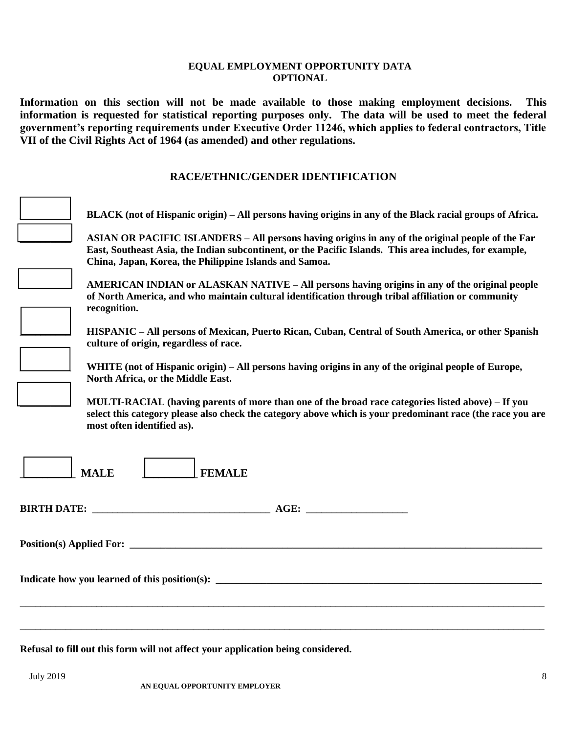**EQUAL EMPLOYMENT OPPORTUNITY DATA**
**OPTIONAL**

**Information on this section will not be made available to those making employment decisions. This information is requested for statistical reporting purposes only. The data will be used to meet the federal government's reporting requirements under Executive Order 11246, which applies to federal contractors, Title VII of the Civil Rights Act of 1964 (as amended) and other regulations.**

## RACE/ETHNIC/GENDER IDENTIFICATION

☐ **BLACK (not of Hispanic origin) – All persons having origins in any of the Black racial groups of Africa.**

☐ **ASIAN OR PACIFIC ISLANDERS – All persons having origins in any of the original people of the Far East, Southeast Asia, the Indian subcontinent, or the Pacific Islands. This area includes, for example, China, Japan, Korea, the Philippine Islands and Samoa.**

☐ **AMERICAN INDIAN or ALASKAN NATIVE – All persons having origins in any of the original people of North America, and who maintain cultural identification through tribal affiliation or community recognition.**

☐ **HISPANIC – All persons of Mexican, Puerto Rican, Cuban, Central of South America, or other Spanish culture of origin, regardless of race.**

☐ **WHITE (not of Hispanic origin) – All persons having origins in any of the original people of Europe, North Africa, or the Middle East.**

☐ **MULTI-RACIAL (having parents of more than one of the broad race categories listed above) – If you select this category please also check the category above which is your predominant race (the race you are most often identified as).**

☐ **MALE** ☐ **FEMALE**

**BIRTH DATE:** ___________________________________ **AGE:** ____________________

**Position(s) Applied For:** ____________________________________________________________________________________

**Indicate how you learned of this position(s):** ___________________________________________________________________

________________________________________________________________________________________________________

________________________________________________________________________________________________________

**Refusal to fill out this form will not affect your application being considered.**

July 2019

**AN EQUAL OPPORTUNITY EMPLOYER**